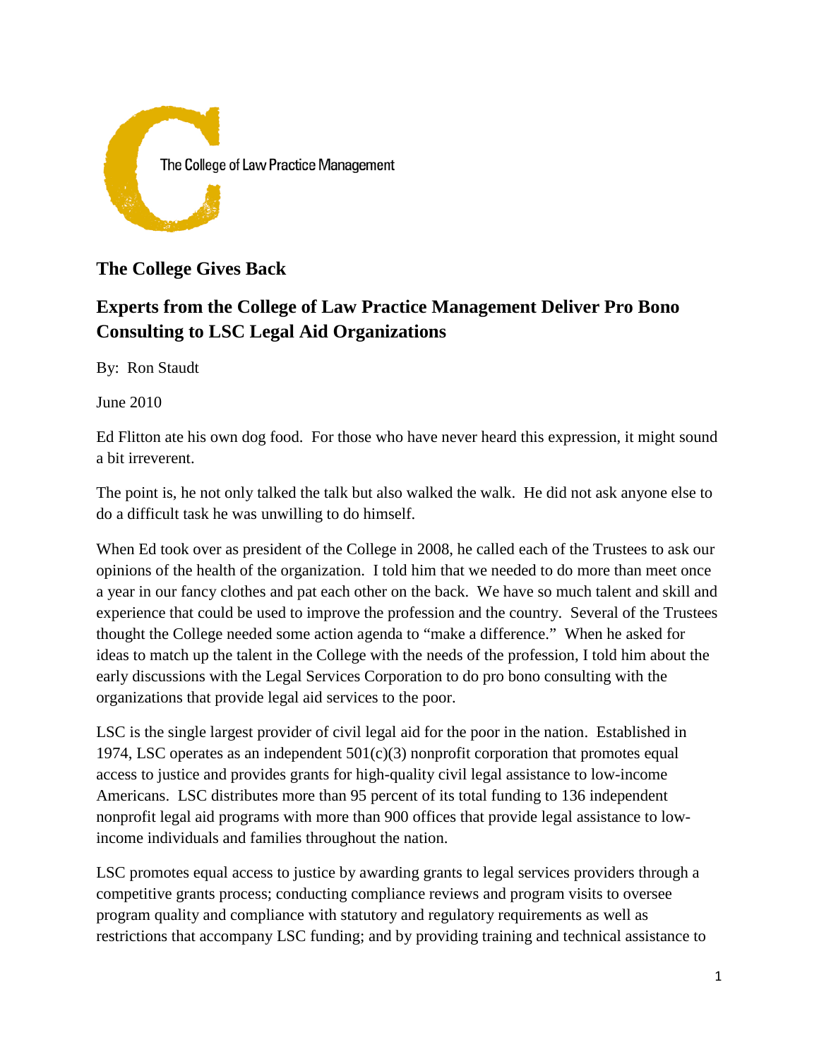The College of Law Practice Management

## The College Gives Back

## Experts from the College of Law Practice Management Deliver Pro Bono Consulting to LSC Legal Aid Organizations

By: Ron Staudt

June 2010

Ed Flitton ate his own dog food. For those who have never heard this expression, it might sound a bit irreverent.

The point is, he not only talked the talk but also walked the walk. He did not ask anyone else to do a difficult task he was unwilling to do himself.

When Ed took over as president of the College in 2008, he called each of the Trustees to ask our opinions of the health of the organization. I told him that we needed to do more than meet once a year in our fancy clothes and pat each other on the back. We have so much talent and skill and experience that could be used to improve the profession and the country. Several of the Trustees thought the College needed some action agenda to "make a difference." When he asked for ideas to match up the talent in the College with the needs of the profession, I told him about the early discussions with the Legal Services Corporation to do pro bono consulting with the organizations that provide legal aid services to the poor.

LSC is the single largest provider of civil legal aid for the poor in the nation. Established in 1974, LSC operates as an independent 501(c)(3) nonprofit corporation that promotes equal access to justice and provides grants for high-quality civil legal assistance to low-income Americans. LSC distributes more than 95 percent of its total funding to 136 independent nonprofit legal aid programs with more than 900 offices that provide legal assistance to low-income individuals and families throughout the nation.

LSC promotes equal access to justice by awarding grants to legal services providers through a competitive grants process; conducting compliance reviews and program visits to oversee program quality and compliance with statutory and regulatory requirements as well as restrictions that accompany LSC funding; and by providing training and technical assistance to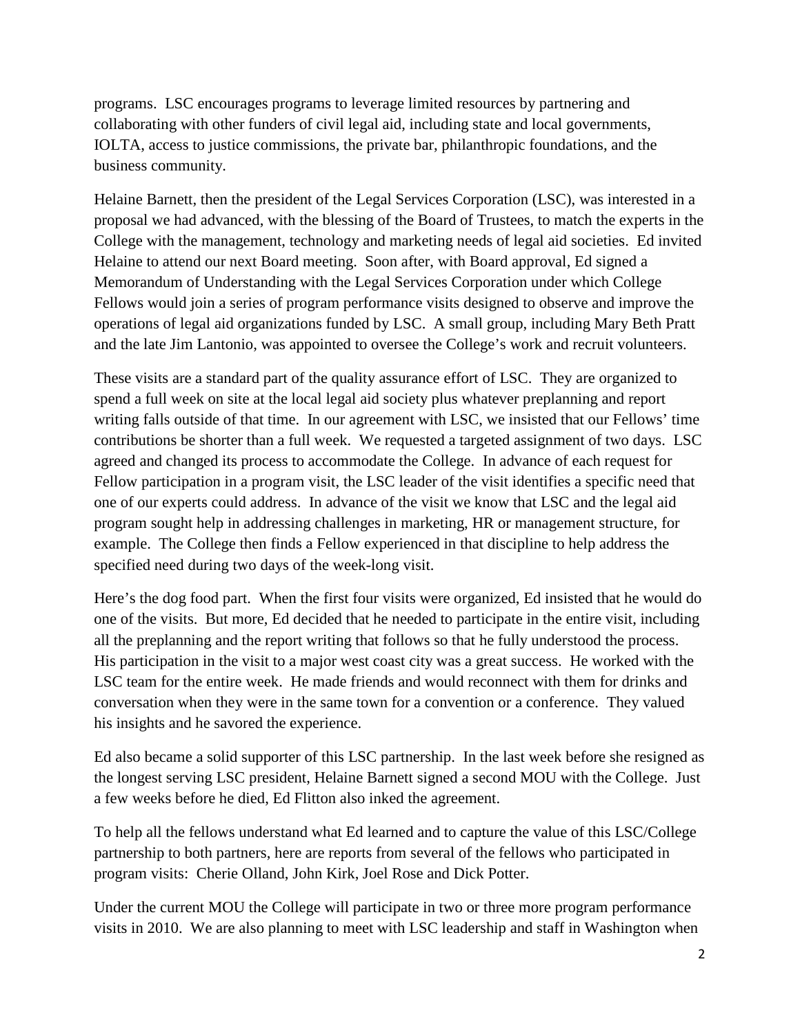programs. LSC encourages programs to leverage limited resources by partnering and collaborating with other funders of civil legal aid, including state and local governments, IOLTA, access to justice commissions, the private bar, philanthropic foundations, and the business community.

Helaine Barnett, then the president of the Legal Services Corporation (LSC), was interested in a proposal we had advanced, with the blessing of the Board of Trustees, to match the experts in the College with the management, technology and marketing needs of legal aid societies. Ed invited Helaine to attend our next Board meeting. Soon after, with Board approval, Ed signed a Memorandum of Understanding with the Legal Services Corporation under which College Fellows would join a series of program performance visits designed to observe and improve the operations of legal aid organizations funded by LSC. A small group, including Mary Beth Pratt and the late Jim Lantonio, was appointed to oversee the College's work and recruit volunteers.

These visits are a standard part of the quality assurance effort of LSC. They are organized to spend a full week on site at the local legal aid society plus whatever preplanning and report writing falls outside of that time. In our agreement with LSC, we insisted that our Fellows' time contributions be shorter than a full week. We requested a targeted assignment of two days. LSC agreed and changed its process to accommodate the College. In advance of each request for Fellow participation in a program visit, the LSC leader of the visit identifies a specific need that one of our experts could address. In advance of the visit we know that LSC and the legal aid program sought help in addressing challenges in marketing, HR or management structure, for example. The College then finds a Fellow experienced in that discipline to help address the specified need during two days of the week-long visit.

Here's the dog food part. When the first four visits were organized, Ed insisted that he would do one of the visits. But more, Ed decided that he needed to participate in the entire visit, including all the preplanning and the report writing that follows so that he fully understood the process. His participation in the visit to a major west coast city was a great success. He worked with the LSC team for the entire week. He made friends and would reconnect with them for drinks and conversation when they were in the same town for a convention or a conference. They valued his insights and he savored the experience.

Ed also became a solid supporter of this LSC partnership. In the last week before she resigned as the longest serving LSC president, Helaine Barnett signed a second MOU with the College. Just a few weeks before he died, Ed Flitton also inked the agreement.

To help all the fellows understand what Ed learned and to capture the value of this LSC/College partnership to both partners, here are reports from several of the fellows who participated in program visits: Cherie Olland, John Kirk, Joel Rose and Dick Potter.

Under the current MOU the College will participate in two or three more program performance visits in 2010. We are also planning to meet with LSC leadership and staff in Washington when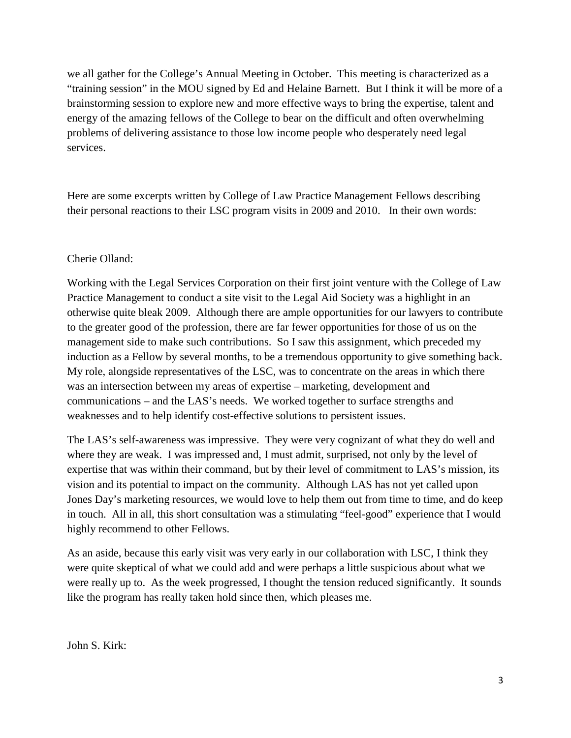we all gather for the College's Annual Meeting in October. This meeting is characterized as a "training session" in the MOU signed by Ed and Helaine Barnett. But I think it will be more of a brainstorming session to explore new and more effective ways to bring the expertise, talent and energy of the amazing fellows of the College to bear on the difficult and often overwhelming problems of delivering assistance to those low income people who desperately need legal services.

Here are some excerpts written by College of Law Practice Management Fellows describing their personal reactions to their LSC program visits in 2009 and 2010. In their own words:

Cherie Olland:

Working with the Legal Services Corporation on their first joint venture with the College of Law Practice Management to conduct a site visit to the Legal Aid Society was a highlight in an otherwise quite bleak 2009. Although there are ample opportunities for our lawyers to contribute to the greater good of the profession, there are far fewer opportunities for those of us on the management side to make such contributions. So I saw this assignment, which preceded my induction as a Fellow by several months, to be a tremendous opportunity to give something back. My role, alongside representatives of the LSC, was to concentrate on the areas in which there was an intersection between my areas of expertise – marketing, development and communications – and the LAS's needs. We worked together to surface strengths and weaknesses and to help identify cost-effective solutions to persistent issues.

The LAS's self-awareness was impressive. They were very cognizant of what they do well and where they are weak. I was impressed and, I must admit, surprised, not only by the level of expertise that was within their command, but by their level of commitment to LAS's mission, its vision and its potential to impact on the community. Although LAS has not yet called upon Jones Day's marketing resources, we would love to help them out from time to time, and do keep in touch. All in all, this short consultation was a stimulating "feel-good" experience that I would highly recommend to other Fellows.

As an aside, because this early visit was very early in our collaboration with LSC, I think they were quite skeptical of what we could add and were perhaps a little suspicious about what we were really up to. As the week progressed, I thought the tension reduced significantly. It sounds like the program has really taken hold since then, which pleases me.

John S. Kirk: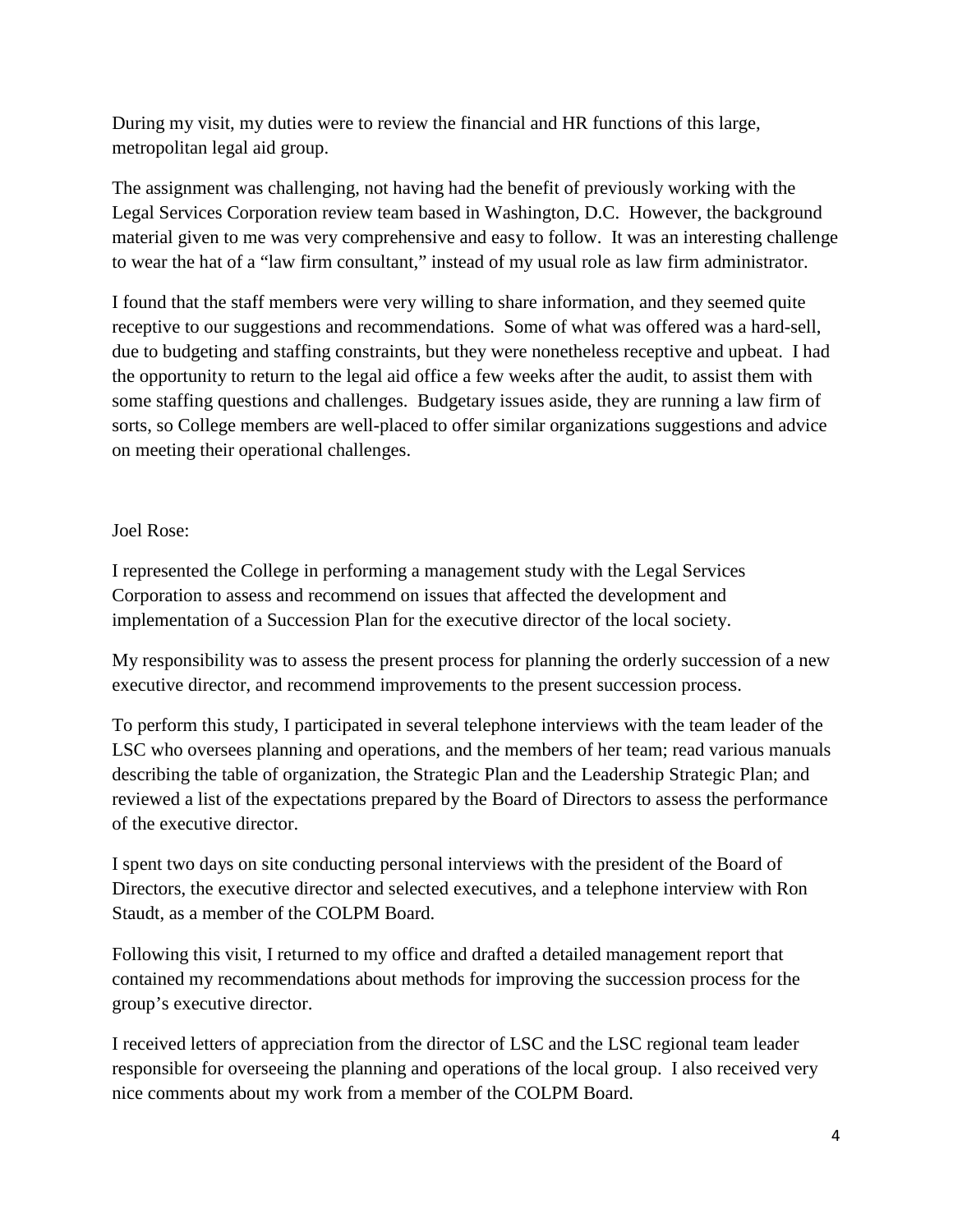During my visit, my duties were to review the financial and HR functions of this large, metropolitan legal aid group.

The assignment was challenging, not having had the benefit of previously working with the Legal Services Corporation review team based in Washington, D.C. However, the background material given to me was very comprehensive and easy to follow. It was an interesting challenge to wear the hat of a "law firm consultant," instead of my usual role as law firm administrator.

I found that the staff members were very willing to share information, and they seemed quite receptive to our suggestions and recommendations. Some of what was offered was a hard-sell, due to budgeting and staffing constraints, but they were nonetheless receptive and upbeat. I had the opportunity to return to the legal aid office a few weeks after the audit, to assist them with some staffing questions and challenges. Budgetary issues aside, they are running a law firm of sorts, so College members are well-placed to offer similar organizations suggestions and advice on meeting their operational challenges.

Joel Rose:

I represented the College in performing a management study with the Legal Services Corporation to assess and recommend on issues that affected the development and implementation of a Succession Plan for the executive director of the local society.

My responsibility was to assess the present process for planning the orderly succession of a new executive director, and recommend improvements to the present succession process.

To perform this study, I participated in several telephone interviews with the team leader of the LSC who oversees planning and operations, and the members of her team; read various manuals describing the table of organization, the Strategic Plan and the Leadership Strategic Plan; and reviewed a list of the expectations prepared by the Board of Directors to assess the performance of the executive director.

I spent two days on site conducting personal interviews with the president of the Board of Directors, the executive director and selected executives, and a telephone interview with Ron Staudt, as a member of the COLPM Board.

Following this visit, I returned to my office and drafted a detailed management report that contained my recommendations about methods for improving the succession process for the group's executive director.

I received letters of appreciation from the director of LSC and the LSC regional team leader responsible for overseeing the planning and operations of the local group. I also received very nice comments about my work from a member of the COLPM Board.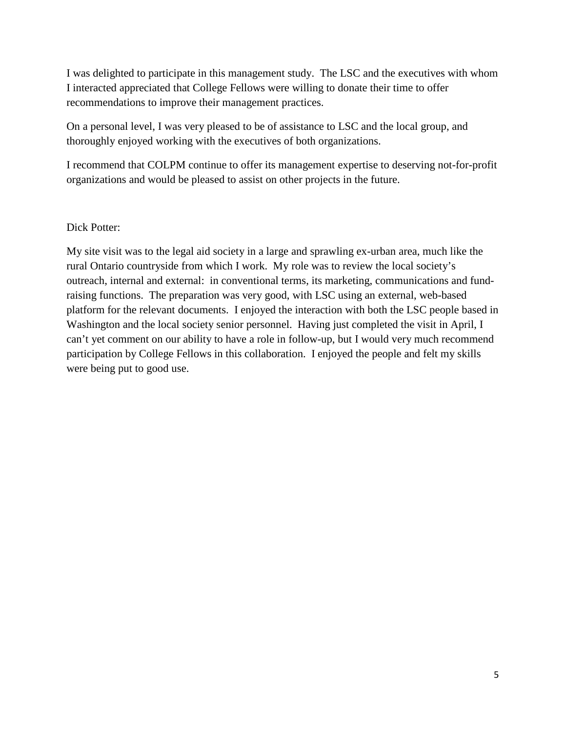I was delighted to participate in this management study. The LSC and the executives with whom I interacted appreciated that College Fellows were willing to donate their time to offer recommendations to improve their management practices.

On a personal level, I was very pleased to be of assistance to LSC and the local group, and thoroughly enjoyed working with the executives of both organizations.

I recommend that COLPM continue to offer its management expertise to deserving not-for-profit organizations and would be pleased to assist on other projects in the future.

Dick Potter:

My site visit was to the legal aid society in a large and sprawling ex-urban area, much like the rural Ontario countryside from which I work. My role was to review the local society's outreach, internal and external: in conventional terms, its marketing, communications and fund-raising functions. The preparation was very good, with LSC using an external, web-based platform for the relevant documents. I enjoyed the interaction with both the LSC people based in Washington and the local society senior personnel. Having just completed the visit in April, I can't yet comment on our ability to have a role in follow-up, but I would very much recommend participation by College Fellows in this collaboration. I enjoyed the people and felt my skills were being put to good use.